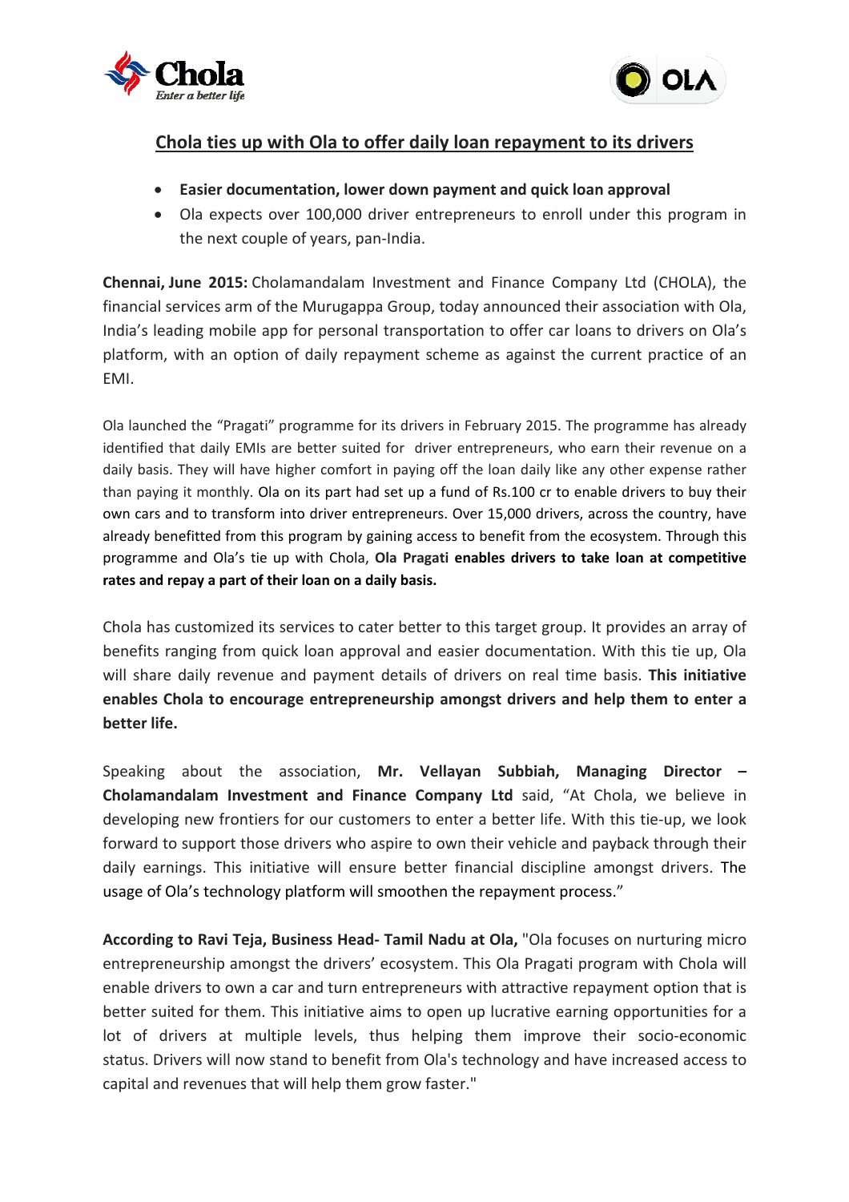# Chola ties up with Ola to offer daily loan repayment to its drivers

- **Easier documentation, lower down payment and quick loan approval**
- Ola expects over 100,000 driver entrepreneurs to enroll under this program in the next couple of years, pan-India.

**Chennai, June 2015:** Cholamandalam Investment and Finance Company Ltd (CHOLA), the financial services arm of the Murugappa Group, today announced their association with Ola, India's leading mobile app for personal transportation to offer car loans to drivers on Ola's platform, with an option of daily repayment scheme as against the current practice of an EMI.

Ola launched the "Pragati" programme for its drivers in February 2015. The programme has already identified that daily EMIs are better suited for driver entrepreneurs, who earn their revenue on a daily basis. They will have higher comfort in paying off the loan daily like any other expense rather than paying it monthly. Ola on its part had set up a fund of Rs.100 cr to enable drivers to buy their own cars and to transform into driver entrepreneurs. Over 15,000 drivers, across the country, have already benefitted from this program by gaining access to benefit from the ecosystem. Through this programme and Ola's tie up with Chola, **Ola Pragati enables drivers to take loan at competitive rates and repay a part of their loan on a daily basis.**

Chola has customized its services to cater better to this target group. It provides an array of benefits ranging from quick loan approval and easier documentation. With this tie up, Ola will share daily revenue and payment details of drivers on real time basis. **This initiative enables Chola to encourage entrepreneurship amongst drivers and help them to enter a better life.**

Speaking about the association, **Mr. Vellayan Subbiah, Managing Director – Cholamandalam Investment and Finance Company Ltd** said, "At Chola, we believe in developing new frontiers for our customers to enter a better life. With this tie-up, we look forward to support those drivers who aspire to own their vehicle and payback through their daily earnings. This initiative will ensure better financial discipline amongst drivers. The usage of Ola's technology platform will smoothen the repayment process."

**According to Ravi Teja, Business Head- Tamil Nadu at Ola,** "Ola focuses on nurturing micro entrepreneurship amongst the drivers' ecosystem. This Ola Pragati program with Chola will enable drivers to own a car and turn entrepreneurs with attractive repayment option that is better suited for them. This initiative aims to open up lucrative earning opportunities for a lot of drivers at multiple levels, thus helping them improve their socio-economic status. Drivers will now stand to benefit from Ola's technology and have increased access to capital and revenues that will help them grow faster."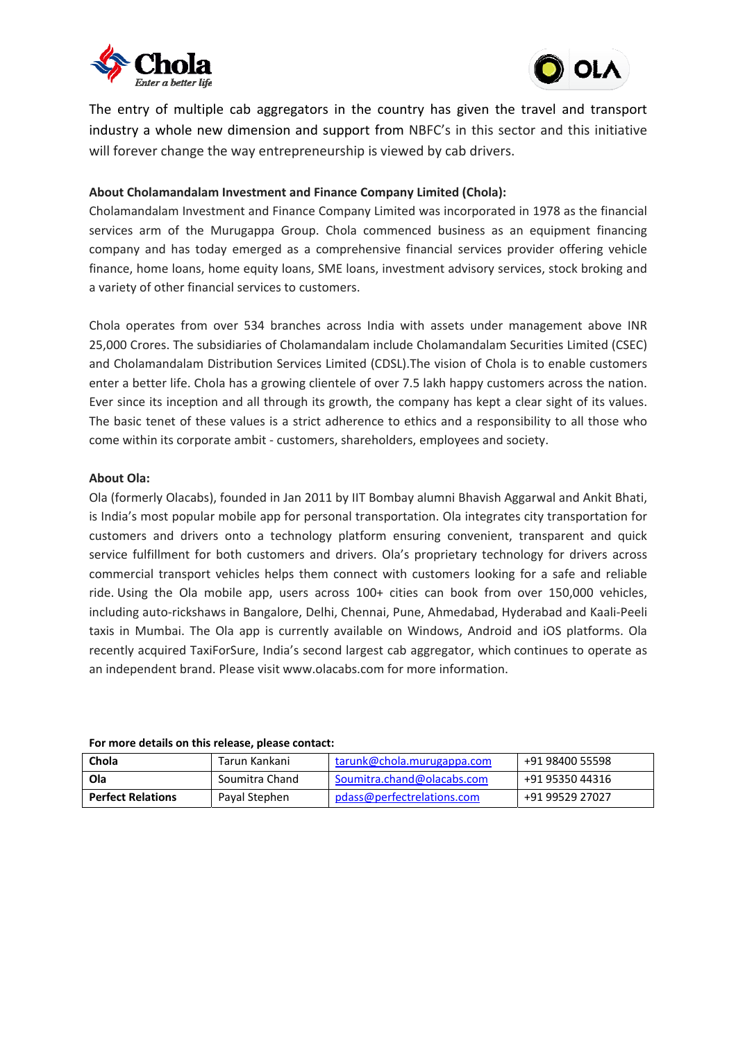The entry of multiple cab aggregators in the country has given the travel and transport industry a whole new dimension and support from NBFC's in this sector and this initiative will forever change the way entrepreneurship is viewed by cab drivers.

**About Cholamandalam Investment and Finance Company Limited (Chola):**

Cholamandalam Investment and Finance Company Limited was incorporated in 1978 as the financial services arm of the Murugappa Group. Chola commenced business as an equipment financing company and has today emerged as a comprehensive financial services provider offering vehicle finance, home loans, home equity loans, SME loans, investment advisory services, stock broking and a variety of other financial services to customers.

Chola operates from over 534 branches across India with assets under management above INR 25,000 Crores. The subsidiaries of Cholamandalam include Cholamandalam Securities Limited (CSEC) and Cholamandalam Distribution Services Limited (CDSL).The vision of Chola is to enable customers enter a better life. Chola has a growing clientele of over 7.5 lakh happy customers across the nation. Ever since its inception and all through its growth, the company has kept a clear sight of its values. The basic tenet of these values is a strict adherence to ethics and a responsibility to all those who come within its corporate ambit - customers, shareholders, employees and society.

**About Ola:**

Ola (formerly Olacabs), founded in Jan 2011 by IIT Bombay alumni Bhavish Aggarwal and Ankit Bhati, is India's most popular mobile app for personal transportation. Ola integrates city transportation for customers and drivers onto a technology platform ensuring convenient, transparent and quick service fulfillment for both customers and drivers. Ola's proprietary technology for drivers across commercial transport vehicles helps them connect with customers looking for a safe and reliable ride. Using the Ola mobile app, users across 100+ cities can book from over 150,000 vehicles, including auto-rickshaws in Bangalore, Delhi, Chennai, Pune, Ahmedabad, Hyderabad and Kaali-Peeli taxis in Mumbai. The Ola app is currently available on Windows, Android and iOS platforms. Ola recently acquired TaxiForSure, India's second largest cab aggregator, which continues to operate as an independent brand. Please visit www.olacabs.com for more information.

**For more details on this release, please contact:**

| | | | |
|---|---|---|---|
| **Chola** | Tarun Kankani | tarunk@chola.murugappa.com | +91 98400 55598 |
| **Ola** | Soumitra Chand | Soumitra.chand@olacabs.com | +91 95350 44316 |
| **Perfect Relations** | Payal Stephen | pdass@perfectrelations.com | +91 99529 27027 |